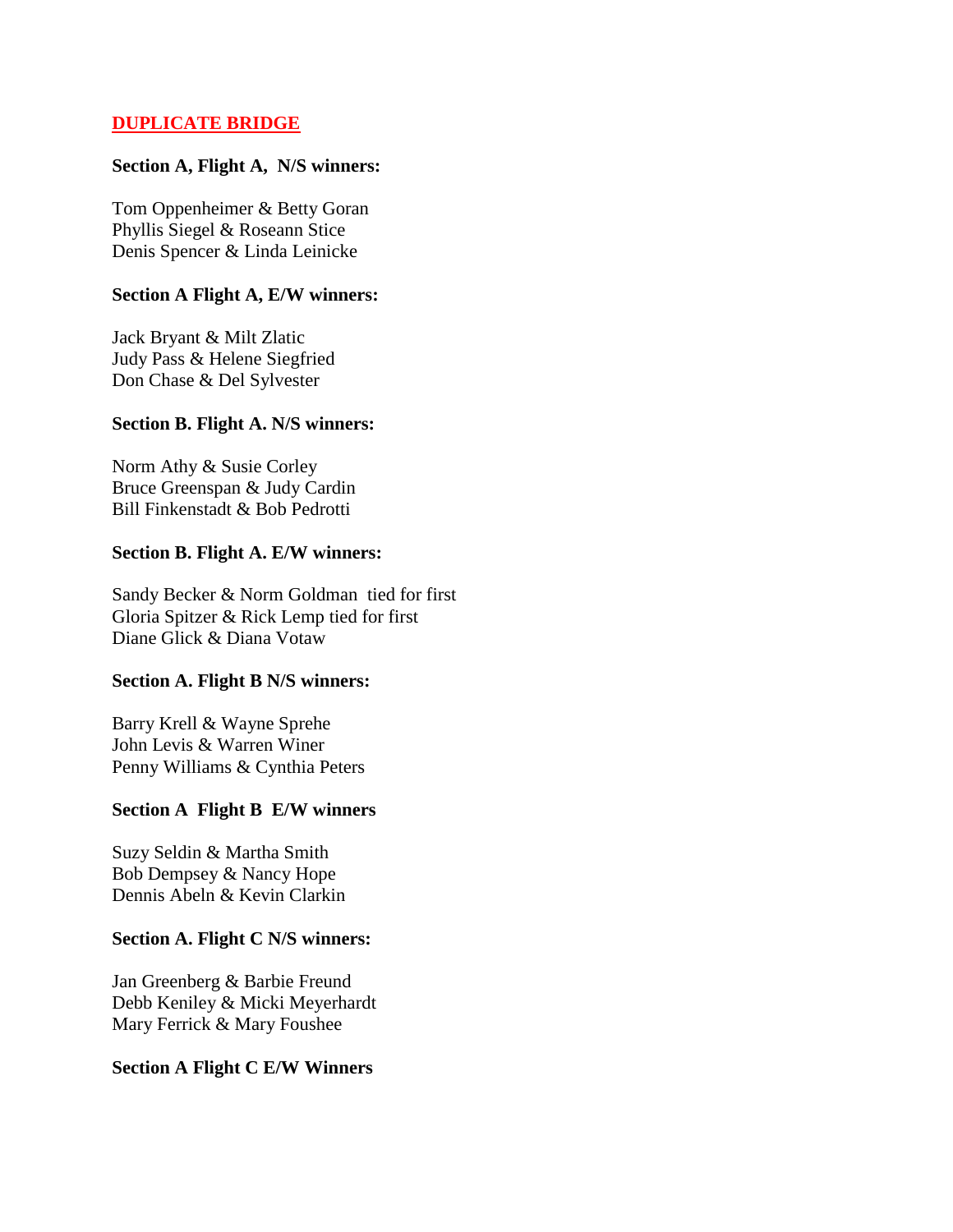# DUPLICATE BRIDGE

**Section A, Flight A, N/S winners:**

Tom Oppenheimer & Betty Goran
Phyllis Siegel & Roseann Stice
Denis Spencer & Linda Leinicke

**Section A Flight A, E/W winners:**

Jack Bryant & Milt Zlatic
Judy Pass & Helene Siegfried
Don Chase & Del Sylvester

**Section B. Flight A. N/S winners:**

Norm Athy & Susie Corley
Bruce Greenspan & Judy Cardin
Bill Finkenstadt & Bob Pedrotti

**Section B. Flight A. E/W winners:**

Sandy Becker & Norm Goldman tied for first
Gloria Spitzer & Rick Lemp tied for first
Diane Glick & Diana Votaw

**Section A. Flight B N/S winners:**

Barry Krell & Wayne Sprehe
John Levis & Warren Winer
Penny Williams & Cynthia Peters

**Section A Flight B E/W winners**

Suzy Seldin & Martha Smith
Bob Dempsey & Nancy Hope
Dennis Abeln & Kevin Clarkin

**Section A. Flight C N/S winners:**

Jan Greenberg & Barbie Freund
Debb Keniley & Micki Meyerhardt
Mary Ferrick & Mary Foushee

**Section A Flight C E/W Winners**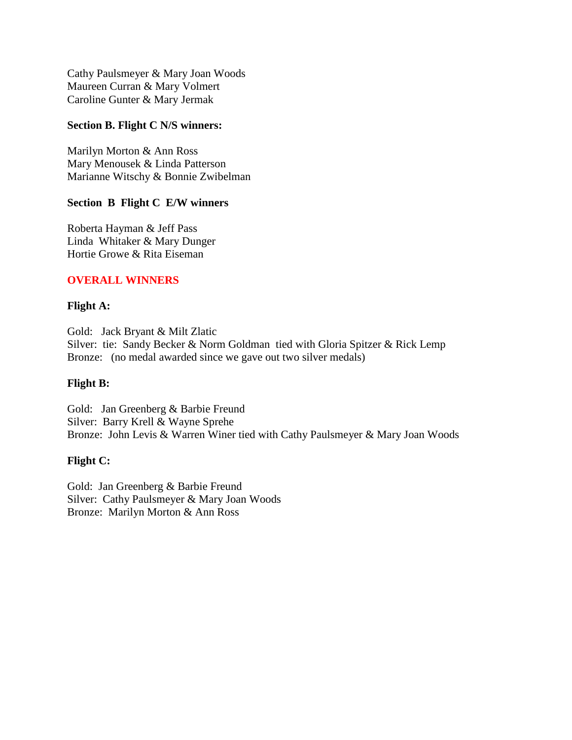Cathy Paulsmeyer & Mary Joan Woods
Maureen Curran & Mary Volmert
Caroline Gunter & Mary Jermak

**Section B. Flight C N/S winners:**

Marilyn Morton & Ann Ross
Mary Menousek & Linda Patterson
Marianne Witschy & Bonnie Zwibelman

**Section B Flight C E/W winners**

Roberta Hayman & Jeff Pass
Linda Whitaker & Mary Dunger
Hortie Growe & Rita Eiseman

**OVERALL WINNERS**

**Flight A:**

Gold: Jack Bryant & Milt Zlatic
Silver: tie: Sandy Becker & Norm Goldman tied with Gloria Spitzer & Rick Lemp
Bronze: (no medal awarded since we gave out two silver medals)

**Flight B:**

Gold: Jan Greenberg & Barbie Freund
Silver: Barry Krell & Wayne Sprehe
Bronze: John Levis & Warren Winer tied with Cathy Paulsmeyer & Mary Joan Woods

**Flight C:**

Gold: Jan Greenberg & Barbie Freund
Silver: Cathy Paulsmeyer & Mary Joan Woods
Bronze: Marilyn Morton & Ann Ross